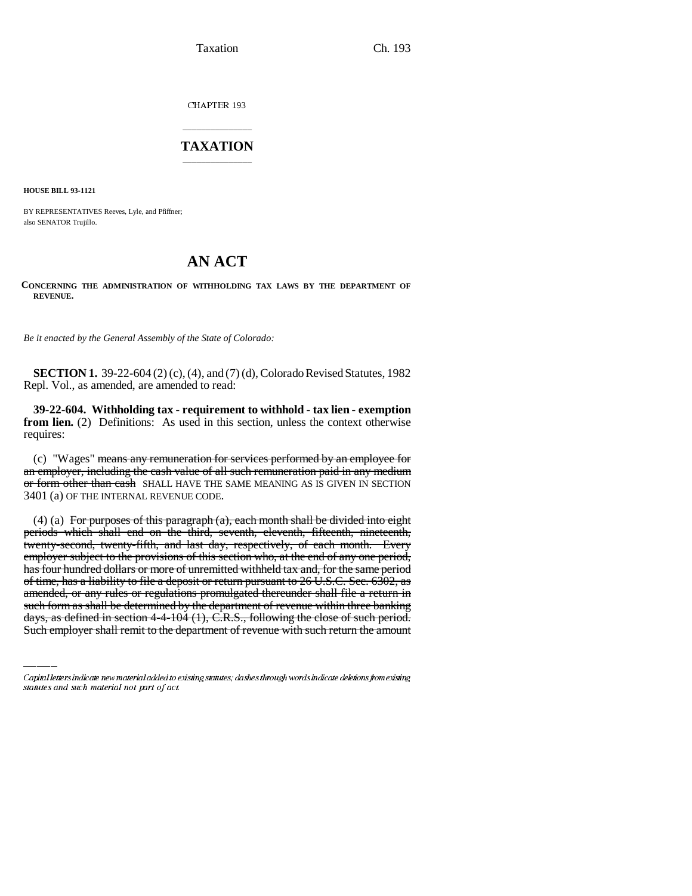CHAPTER 193

# TAXATION

**HOUSE BILL 93-1121**

BY REPRESENTATIVES Reeves, Lyle, and Pfiffner;
also SENATOR Trujillo.

# AN ACT

**CONCERNING THE ADMINISTRATION OF WITHHOLDING TAX LAWS BY THE DEPARTMENT OF REVENUE.**

*Be it enacted by the General Assembly of the State of Colorado:*

**SECTION 1.** 39-22-604 (2) (c), (4), and (7) (d), Colorado Revised Statutes, 1982 Repl. Vol., as amended, are amended to read:

**39-22-604. Withholding tax - requirement to withhold - tax lien - exemption from lien.** (2) Definitions: As used in this section, unless the context otherwise requires:

(c) "Wages" ~~means any remuneration for services performed by an employee for an employer, including the cash value of all such remuneration paid in any medium or form other than cash~~ SHALL HAVE THE SAME MEANING AS IS GIVEN IN SECTION 3401 (a) OF THE INTERNAL REVENUE CODE.

(4) (a) ~~For purposes of this paragraph (a), each month shall be divided into eight periods which shall end on the third, seventh, eleventh, fifteenth, nineteenth, twenty-second, twenty-fifth, and last day, respectively, of each month. Every employer subject to the provisions of this section who, at the end of any one period, has four hundred dollars or more of unremitted withheld tax and, for the same period of time, has a liability to file a deposit or return pursuant to 26 U.S.C. Sec. 6302, as amended, or any rules or regulations promulgated thereunder shall file a return in such form as shall be determined by the department of revenue within three banking days, as defined in section 4-4-104 (1), C.R.S., following the close of such period. Such employer shall remit to the department of revenue with such return the amount~~

---

*Capital letters indicate new material added to existing statutes; dashes through words indicate deletions from existing statutes and such material not part of act.*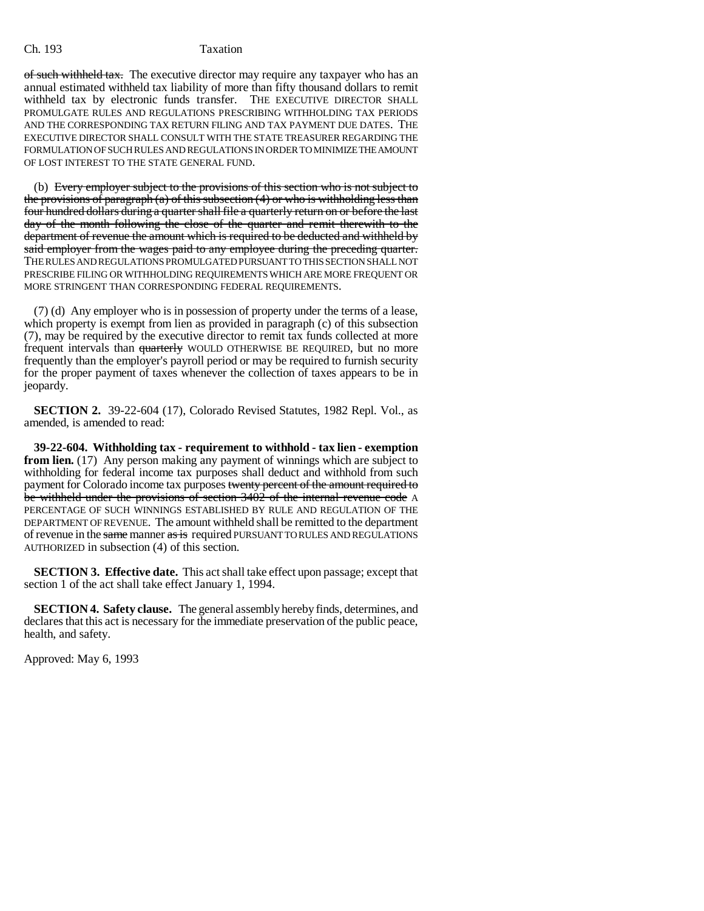~~of such withheld tax.~~ The executive director may require any taxpayer who has an annual estimated withheld tax liability of more than fifty thousand dollars to remit withheld tax by electronic funds transfer. THE EXECUTIVE DIRECTOR SHALL PROMULGATE RULES AND REGULATIONS PRESCRIBING WITHHOLDING TAX PERIODS AND THE CORRESPONDING TAX RETURN FILING AND TAX PAYMENT DUE DATES. THE EXECUTIVE DIRECTOR SHALL CONSULT WITH THE STATE TREASURER REGARDING THE FORMULATION OF SUCH RULES AND REGULATIONS IN ORDER TO MINIMIZE THE AMOUNT OF LOST INTEREST TO THE STATE GENERAL FUND.

(b) ~~Every employer subject to the provisions of this section who is not subject to the provisions of paragraph (a) of this subsection (4) or who is withholding less than four hundred dollars during a quarter shall file a quarterly return on or before the last day of the month following the close of the quarter and remit therewith to the department of revenue the amount which is required to be deducted and withheld by said employer from the wages paid to any employee during the preceding quarter.~~ THE RULES AND REGULATIONS PROMULGATED PURSUANT TO THIS SECTION SHALL NOT PRESCRIBE FILING OR WITHHOLDING REQUIREMENTS WHICH ARE MORE FREQUENT OR MORE STRINGENT THAN CORRESPONDING FEDERAL REQUIREMENTS.

(7) (d) Any employer who is in possession of property under the terms of a lease, which property is exempt from lien as provided in paragraph (c) of this subsection (7), may be required by the executive director to remit tax funds collected at more frequent intervals than ~~quarterly~~ WOULD OTHERWISE BE REQUIRED, but no more frequently than the employer's payroll period or may be required to furnish security for the proper payment of taxes whenever the collection of taxes appears to be in jeopardy.

**SECTION 2.** 39-22-604 (17), Colorado Revised Statutes, 1982 Repl. Vol., as amended, is amended to read:

**39-22-604. Withholding tax - requirement to withhold - tax lien - exemption from lien.** (17) Any person making any payment of winnings which are subject to withholding for federal income tax purposes shall deduct and withhold from such payment for Colorado income tax purposes ~~twenty percent of the amount required to be withheld under the provisions of section 3402 of the internal revenue code~~ A PERCENTAGE OF SUCH WINNINGS ESTABLISHED BY RULE AND REGULATION OF THE DEPARTMENT OF REVENUE. The amount withheld shall be remitted to the department of revenue in the ~~same~~ manner ~~as is~~ required PURSUANT TO RULES AND REGULATIONS AUTHORIZED in subsection (4) of this section.

**SECTION 3. Effective date.** This act shall take effect upon passage; except that section 1 of the act shall take effect January 1, 1994.

**SECTION 4. Safety clause.** The general assembly hereby finds, determines, and declares that this act is necessary for the immediate preservation of the public peace, health, and safety.

Approved: May 6, 1993